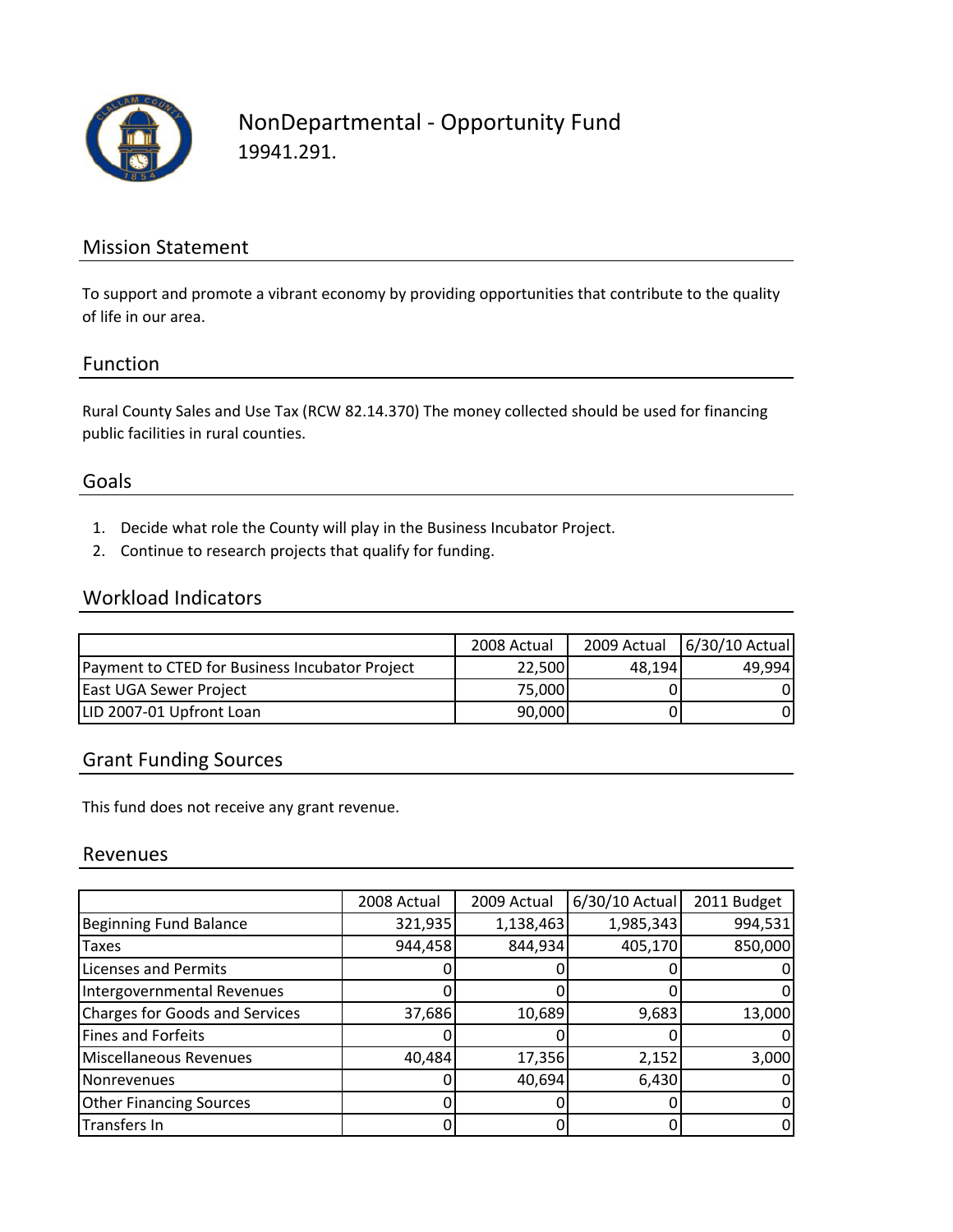# NonDepartmental - Opportunity Fund

19941.291.

## Mission Statement

To support and promote a vibrant economy by providing opportunities that contribute to the quality of life in our area.

## Function

Rural County Sales and Use Tax (RCW 82.14.370) The money collected should be used for financing public facilities in rural counties.

## Goals

1. Decide what role the County will play in the Business Incubator Project.
2. Continue to research projects that qualify for funding.

## Workload Indicators

| | 2008 Actual | 2009 Actual | 6/30/10 Actual |
|---|---|---|---|
| Payment to CTED for Business Incubator Project | 22,500 | 48,194 | 49,994 |
| East UGA Sewer Project | 75,000 | 0 | 0 |
| LID 2007-01 Upfront Loan | 90,000 | 0 | 0 |

## Grant Funding Sources

This fund does not receive any grant revenue.

## Revenues

| | 2008 Actual | 2009 Actual | 6/30/10 Actual | 2011 Budget |
|---|---|---|---|---|
| Beginning Fund Balance | 321,935 | 1,138,463 | 1,985,343 | 994,531 |
| Taxes | 944,458 | 844,934 | 405,170 | 850,000 |
| Licenses and Permits | 0 | 0 | 0 | 0 |
| Intergovernmental Revenues | 0 | 0 | 0 | 0 |
| Charges for Goods and Services | 37,686 | 10,689 | 9,683 | 13,000 |
| Fines and Forfeits | 0 | 0 | 0 | 0 |
| Miscellaneous Revenues | 40,484 | 17,356 | 2,152 | 3,000 |
| Nonrevenues | 0 | 40,694 | 6,430 | 0 |
| Other Financing Sources | 0 | 0 | 0 | 0 |
| Transfers In | 0 | 0 | 0 | 0 |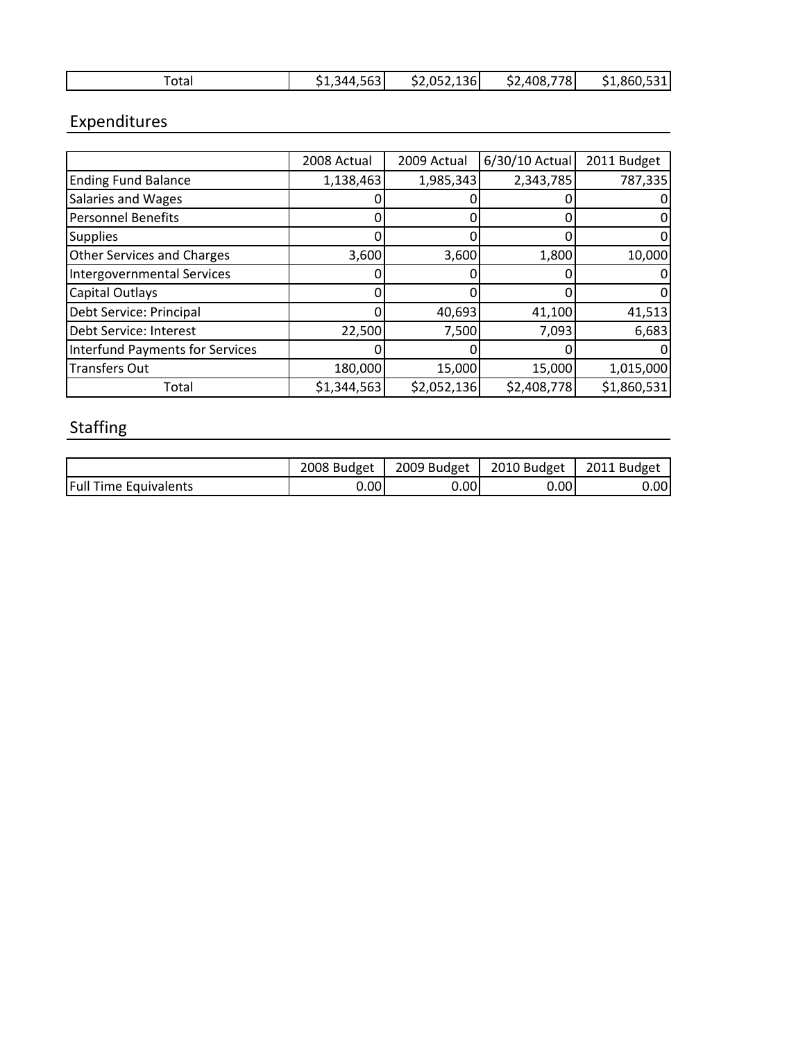| | | | | |
|---|---|---|---|---|
| Total | $1,344,563 | $2,052,136 | $2,408,778 | $1,860,531 |

## Expenditures

| | 2008 Actual | 2009 Actual | 6/30/10 Actual | 2011 Budget |
|---|---|---|---|---|
| Ending Fund Balance | 1,138,463 | 1,985,343 | 2,343,785 | 787,335 |
| Salaries and Wages | 0 | 0 | 0 | 0 |
| Personnel Benefits | 0 | 0 | 0 | 0 |
| Supplies | 0 | 0 | 0 | 0 |
| Other Services and Charges | 3,600 | 3,600 | 1,800 | 10,000 |
| Intergovernmental Services | 0 | 0 | 0 | 0 |
| Capital Outlays | 0 | 0 | 0 | 0 |
| Debt Service: Principal | 0 | 40,693 | 41,100 | 41,513 |
| Debt Service: Interest | 22,500 | 7,500 | 7,093 | 6,683 |
| Interfund Payments for Services | 0 | 0 | 0 | 0 |
| Transfers Out | 180,000 | 15,000 | 15,000 | 1,015,000 |
| Total | $1,344,563 | $2,052,136 | $2,408,778 | $1,860,531 |

## Staffing

| | 2008 Budget | 2009 Budget | 2010 Budget | 2011 Budget |
|---|---|---|---|---|
| Full Time Equivalents | 0.00 | 0.00 | 0.00 | 0.00 |